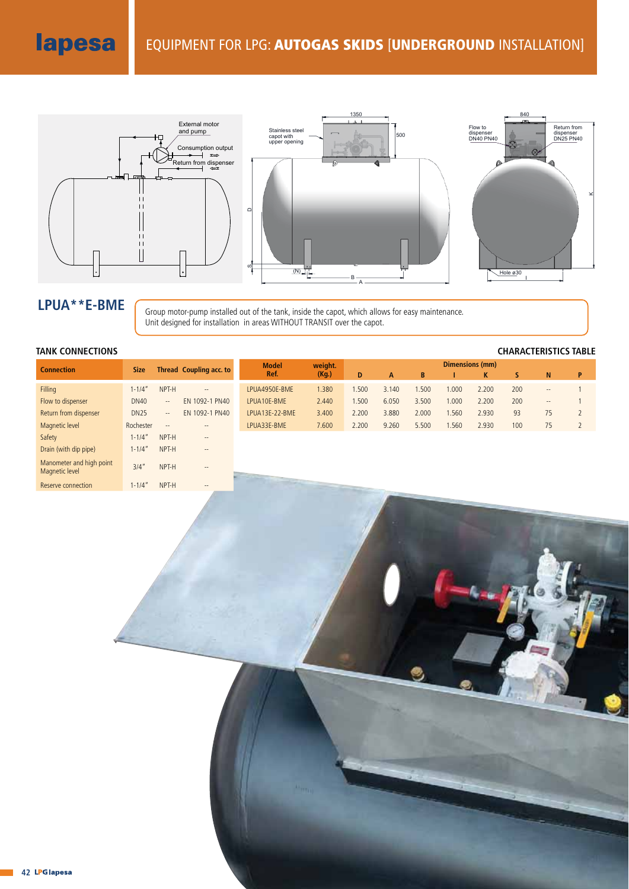# EQUIPMENT FOR LPG: **AUTOGAS SKIDS** [**UNDERGROUND** INSTALLATION]

## LPUA**E-BME

Group motor-pump installed out of the tank, inside the capot, which allows for easy maintenance.
Unit designed for installation in areas WITHOUT TRANSIT over the capot.

### TANK CONNECTIONS

| Connection | Size | Thread | Coupling acc. to |
|---|---|---|---|
| Filling | 1-1/4" | NPT-H | -- |
| Flow to dispenser | DN40 | -- | EN 1092-1 PN40 |
| Return from dispenser | DN25 | -- | EN 1092-1 PN40 |
| Magnetic level | Rochester | -- | -- |
| Safety | 1-1/4" | NPT-H | -- |
| Drain (with dip pipe) | 1-1/4" | NPT-H | -- |
| Manometer and high point Magnetic level | 3/4" | NPT-H | -- |
| Reserve connection | 1-1/4" | NPT-H | -- |

### CHARACTERISTICS TABLE

| Model Ref. | weight. (Kg.) | Dimensions (mm) | | | | | | | |
|---|---|---|---|---|---|---|---|---|---|
| | | D | A | B | I | K | S | N | P |
| LPUA4950E-BME | 1.380 | 1.500 | 3.140 | 1.500 | 1.000 | 2.200 | 200 | -- | 1 |
| LPUA10E-BME | 2.440 | 1.500 | 6.050 | 3.500 | 1.000 | 2.200 | 200 | -- | 1 |
| LPUA13E-22-BME | 3.400 | 2.200 | 3.880 | 2.000 | 1.560 | 2.930 | 93 | 75 | 2 |
| LPUA33E-BME | 7.600 | 2.200 | 9.260 | 5.500 | 1.560 | 2.930 | 100 | 75 | 2 |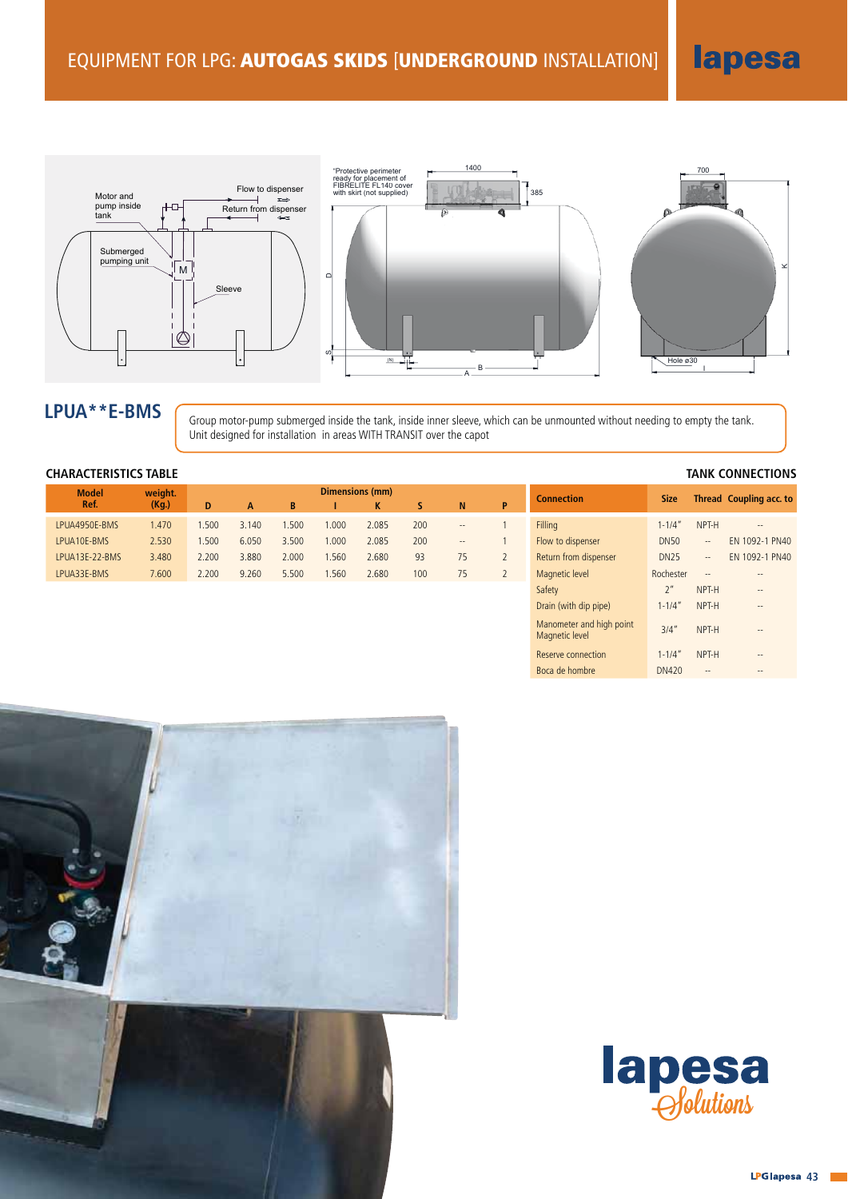# EQUIPMENT FOR LPG: **AUTOGAS SKIDS** [**UNDERGROUND** INSTALLATION]

Motor and pump inside tank

Flow to dispenser

Return from dispenser

Submerged pumping unit

M

Sleeve

*Protective perimeter ready for placement of FIBRELITE FL140 cover with skirt (not supplied)

1400

385

700

D

K

S

N

B

A

Hole ø30

I

## LPUA**E-BMS

Group motor-pump submerged inside the tank, inside inner sleeve, which can be unmounted without needing to empty the tank. Unit designed for installation in areas WITH TRANSIT over the capot

### CHARACTERISTICS TABLE

| Model Ref. | weight. (Kg.) | Dimensions (mm) D | A | B | I | K | S | N | P |
|---|---|---|---|---|---|---|---|---|---|
| LPUA4950E-BMS | 1.470 | 1.500 | 3.140 | 1.500 | 1.000 | 2.085 | 200 | -- | 1 |
| LPUA10E-BMS | 2.530 | 1.500 | 6.050 | 3.500 | 1.000 | 2.085 | 200 | -- | 1 |
| LPUA13E-22-BMS | 3.480 | 2.200 | 3.880 | 2.000 | 1.560 | 2.680 | 93 | 75 | 2 |
| LPUA33E-BMS | 7.600 | 2.200 | 9.260 | 5.500 | 1.560 | 2.680 | 100 | 75 | 2 |

### TANK CONNECTIONS

| Connection | Size | Thread | Coupling acc. to |
|---|---|---|---|
| Filling | 1-1/4" | NPT-H | -- |
| Flow to dispenser | DN50 | -- | EN 1092-1 PN40 |
| Return from dispenser | DN25 | -- | EN 1092-1 PN40 |
| Magnetic level | Rochester | -- | -- |
| Safety | 2" | NPT-H | -- |
| Drain (with dip pipe) | 1-1/4" | NPT-H | -- |
| Manometer and high point Magnetic level | 3/4" | NPT-H | -- |
| Reserve connection | 1-1/4" | NPT-H | -- |
| Boca de hombre | DN420 | -- | -- |

lapesa Solutions